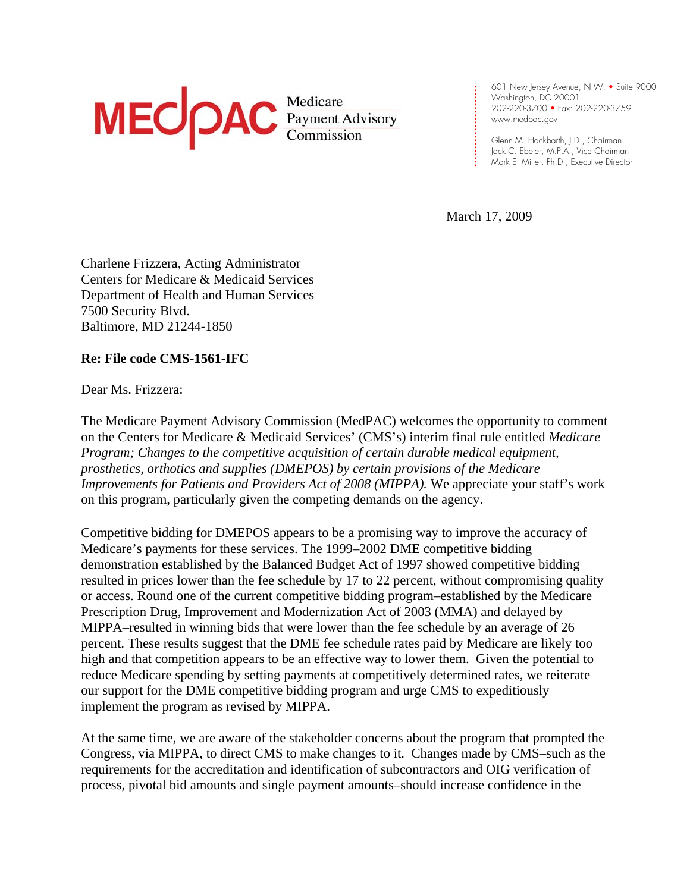# MEDPAC Medicare Payment Advisory Commission

601 New Jersey Avenue, N.W. • Suite 9000
Washington, DC 20001
202-220-3700 • Fax: 202-220-3759
www.medpac.gov

Glenn M. Hackbarth, J.D., Chairman
Jack C. Ebeler, M.P.A., Vice Chairman
Mark E. Miller, Ph.D., Executive Director

March 17, 2009

Charlene Frizzera, Acting Administrator
Centers for Medicare & Medicaid Services
Department of Health and Human Services
7500 Security Blvd.
Baltimore, MD 21244-1850

**Re: File code CMS-1561-IFC**

Dear Ms. Frizzera:

The Medicare Payment Advisory Commission (MedPAC) welcomes the opportunity to comment on the Centers for Medicare & Medicaid Services' (CMS's) interim final rule entitled *Medicare Program; Changes to the competitive acquisition of certain durable medical equipment, prosthetics, orthotics and supplies (DMEPOS) by certain provisions of the Medicare Improvements for Patients and Providers Act of 2008 (MIPPA).* We appreciate your staff's work on this program, particularly given the competing demands on the agency.

Competitive bidding for DMEPOS appears to be a promising way to improve the accuracy of Medicare's payments for these services. The 1999–2002 DME competitive bidding demonstration established by the Balanced Budget Act of 1997 showed competitive bidding resulted in prices lower than the fee schedule by 17 to 22 percent, without compromising quality or access. Round one of the current competitive bidding program–established by the Medicare Prescription Drug, Improvement and Modernization Act of 2003 (MMA) and delayed by MIPPA–resulted in winning bids that were lower than the fee schedule by an average of 26 percent. These results suggest that the DME fee schedule rates paid by Medicare are likely too high and that competition appears to be an effective way to lower them. Given the potential to reduce Medicare spending by setting payments at competitively determined rates, we reiterate our support for the DME competitive bidding program and urge CMS to expeditiously implement the program as revised by MIPPA.

At the same time, we are aware of the stakeholder concerns about the program that prompted the Congress, via MIPPA, to direct CMS to make changes to it. Changes made by CMS–such as the requirements for the accreditation and identification of subcontractors and OIG verification of process, pivotal bid amounts and single payment amounts–should increase confidence in the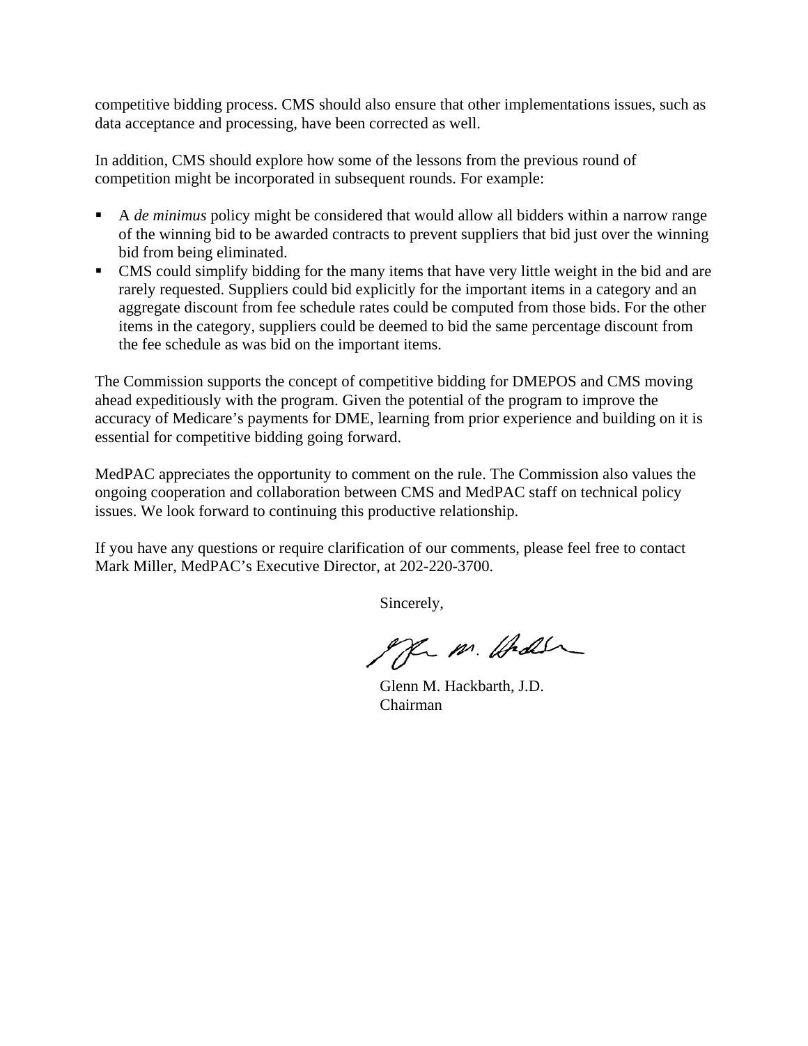competitive bidding process. CMS should also ensure that other implementations issues, such as data acceptance and processing, have been corrected as well.

In addition, CMS should explore how some of the lessons from the previous round of competition might be incorporated in subsequent rounds. For example:

- A *de minimus* policy might be considered that would allow all bidders within a narrow range of the winning bid to be awarded contracts to prevent suppliers that bid just over the winning bid from being eliminated.
- CMS could simplify bidding for the many items that have very little weight in the bid and are rarely requested. Suppliers could bid explicitly for the important items in a category and an aggregate discount from fee schedule rates could be computed from those bids. For the other items in the category, suppliers could be deemed to bid the same percentage discount from the fee schedule as was bid on the important items.

The Commission supports the concept of competitive bidding for DMEPOS and CMS moving ahead expeditiously with the program. Given the potential of the program to improve the accuracy of Medicare's payments for DME, learning from prior experience and building on it is essential for competitive bidding going forward.

MedPAC appreciates the opportunity to comment on the rule. The Commission also values the ongoing cooperation and collaboration between CMS and MedPAC staff on technical policy issues. We look forward to continuing this productive relationship.

If you have any questions or require clarification of our comments, please feel free to contact Mark Miller, MedPAC's Executive Director, at 202-220-3700.

Sincerely,

Glenn M. Hackbarth, J.D.
Chairman